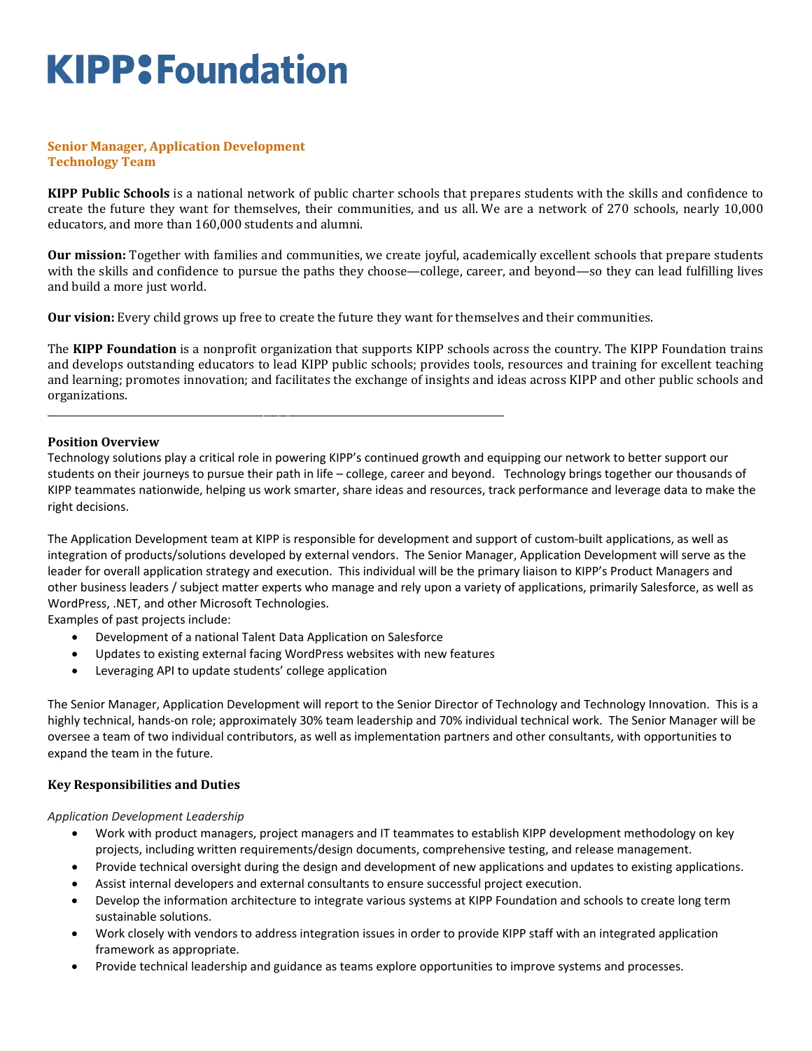# KIPP Foundation

**Senior Manager, Application Development**
**Technology Team**

**KIPP Public Schools** is a national network of public charter schools that prepares students with the skills and confidence to create the future they want for themselves, their communities, and us all. We are a network of 270 schools, nearly 10,000 educators, and more than 160,000 students and alumni.

**Our mission:** Together with families and communities, we create joyful, academically excellent schools that prepare students with the skills and confidence to pursue the paths they choose—college, career, and beyond—so they can lead fulfilling lives and build a more just world.

**Our vision:** Every child grows up free to create the future they want for themselves and their communities.

The **KIPP Foundation** is a nonprofit organization that supports KIPP schools across the country. The KIPP Foundation trains and develops outstanding educators to lead KIPP public schools; provides tools, resources and training for excellent teaching and learning; promotes innovation; and facilitates the exchange of insights and ideas across KIPP and other public schools and organizations.

---

### Position Overview

Technology solutions play a critical role in powering KIPP's continued growth and equipping our network to better support our students on their journeys to pursue their path in life – college, career and beyond. Technology brings together our thousands of KIPP teammates nationwide, helping us work smarter, share ideas and resources, track performance and leverage data to make the right decisions.

The Application Development team at KIPP is responsible for development and support of custom-built applications, as well as integration of products/solutions developed by external vendors. The Senior Manager, Application Development will serve as the leader for overall application strategy and execution. This individual will be the primary liaison to KIPP's Product Managers and other business leaders / subject matter experts who manage and rely upon a variety of applications, primarily Salesforce, as well as WordPress, .NET, and other Microsoft Technologies.

Examples of past projects include:

- Development of a national Talent Data Application on Salesforce
- Updates to existing external facing WordPress websites with new features
- Leveraging API to update students' college application

The Senior Manager, Application Development will report to the Senior Director of Technology and Technology Innovation. This is a highly technical, hands-on role; approximately 30% team leadership and 70% individual technical work. The Senior Manager will be oversee a team of two individual contributors, as well as implementation partners and other consultants, with opportunities to expand the team in the future.

### Key Responsibilities and Duties

*Application Development Leadership*

- Work with product managers, project managers and IT teammates to establish KIPP development methodology on key projects, including written requirements/design documents, comprehensive testing, and release management.
- Provide technical oversight during the design and development of new applications and updates to existing applications.
- Assist internal developers and external consultants to ensure successful project execution.
- Develop the information architecture to integrate various systems at KIPP Foundation and schools to create long term sustainable solutions.
- Work closely with vendors to address integration issues in order to provide KIPP staff with an integrated application framework as appropriate.
- Provide technical leadership and guidance as teams explore opportunities to improve systems and processes.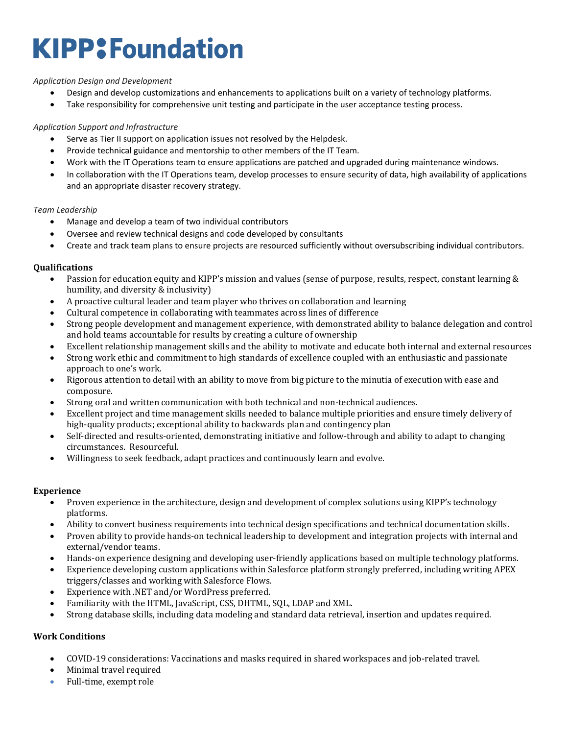# KIPP: Foundation

*Application Design and Development*

- Design and develop customizations and enhancements to applications built on a variety of technology platforms.
- Take responsibility for comprehensive unit testing and participate in the user acceptance testing process.

*Application Support and Infrastructure*

- Serve as Tier II support on application issues not resolved by the Helpdesk.
- Provide technical guidance and mentorship to other members of the IT Team.
- Work with the IT Operations team to ensure applications are patched and upgraded during maintenance windows.
- In collaboration with the IT Operations team, develop processes to ensure security of data, high availability of applications and an appropriate disaster recovery strategy.

*Team Leadership*

- Manage and develop a team of two individual contributors
- Oversee and review technical designs and code developed by consultants
- Create and track team plans to ensure projects are resourced sufficiently without oversubscribing individual contributors.

**Qualifications**

- Passion for education equity and KIPP's mission and values (sense of purpose, results, respect, constant learning & humility, and diversity & inclusivity)
- A proactive cultural leader and team player who thrives on collaboration and learning
- Cultural competence in collaborating with teammates across lines of difference
- Strong people development and management experience, with demonstrated ability to balance delegation and control and hold teams accountable for results by creating a culture of ownership
- Excellent relationship management skills and the ability to motivate and educate both internal and external resources
- Strong work ethic and commitment to high standards of excellence coupled with an enthusiastic and passionate approach to one's work.
- Rigorous attention to detail with an ability to move from big picture to the minutia of execution with ease and composure.
- Strong oral and written communication with both technical and non-technical audiences.
- Excellent project and time management skills needed to balance multiple priorities and ensure timely delivery of high-quality products; exceptional ability to backwards plan and contingency plan
- Self-directed and results-oriented, demonstrating initiative and follow-through and ability to adapt to changing circumstances. Resourceful.
- Willingness to seek feedback, adapt practices and continuously learn and evolve.

**Experience**

- Proven experience in the architecture, design and development of complex solutions using KIPP's technology platforms.
- Ability to convert business requirements into technical design specifications and technical documentation skills.
- Proven ability to provide hands-on technical leadership to development and integration projects with internal and external/vendor teams.
- Hands-on experience designing and developing user-friendly applications based on multiple technology platforms.
- Experience developing custom applications within Salesforce platform strongly preferred, including writing APEX triggers/classes and working with Salesforce Flows.
- Experience with .NET and/or WordPress preferred.
- Familiarity with the HTML, JavaScript, CSS, DHTML, SQL, LDAP and XML.
- Strong database skills, including data modeling and standard data retrieval, insertion and updates required.

**Work Conditions**

- COVID-19 considerations: Vaccinations and masks required in shared workspaces and job-related travel.
- Minimal travel required
- Full-time, exempt role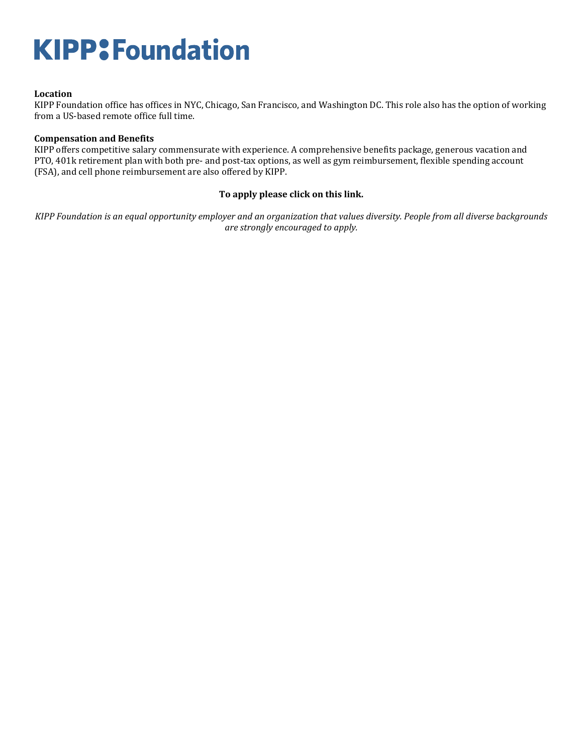**KIPP Foundation**

**Location**
KIPP Foundation office has offices in NYC, Chicago, San Francisco, and Washington DC. This role also has the option of working from a US-based remote office full time.

**Compensation and Benefits**
KIPP offers competitive salary commensurate with experience. A comprehensive benefits package, generous vacation and PTO, 401k retirement plan with both pre- and post-tax options, as well as gym reimbursement, flexible spending account (FSA), and cell phone reimbursement are also offered by KIPP.

**To apply please click on this link.**

*KIPP Foundation is an equal opportunity employer and an organization that values diversity. People from all diverse backgrounds are strongly encouraged to apply.*